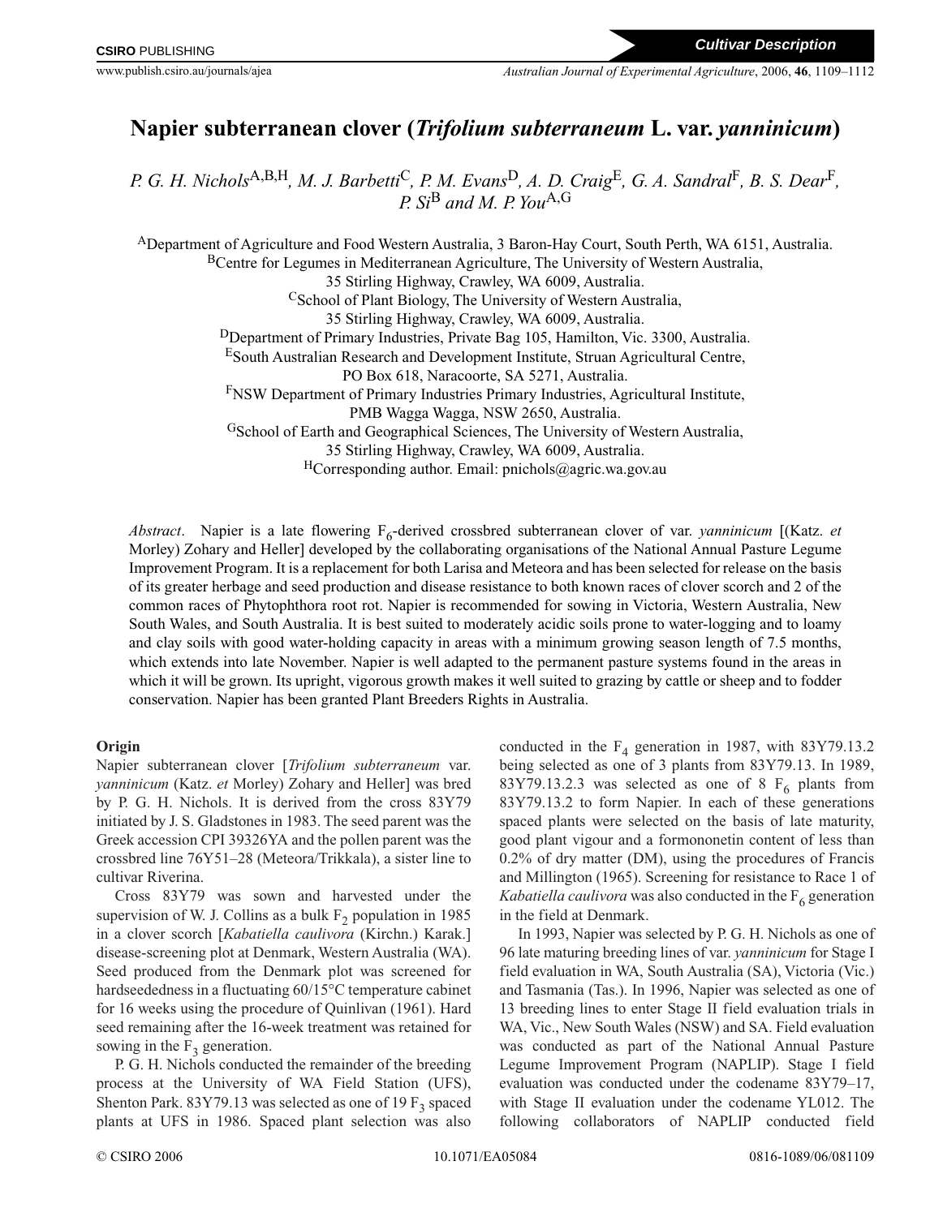# Napier subterranean clover (*Trifolium subterraneum* L. var. *yanninicum*)

*P. G. H. Nichols*[A,B,H], *M. J. Barbetti*[C], *P. M. Evans*[D], *A. D. Craig*[E], *G. A. Sandral*[F], *B. S. Dear*[F], *P. Si*[B] *and M. P. You*[A,G]

[A]Department of Agriculture and Food Western Australia, 3 Baron-Hay Court, South Perth, WA 6151, Australia.
[B]Centre for Legumes in Mediterranean Agriculture, The University of Western Australia, 35 Stirling Highway, Crawley, WA 6009, Australia.
[C]School of Plant Biology, The University of Western Australia, 35 Stirling Highway, Crawley, WA 6009, Australia.
[D]Department of Primary Industries, Private Bag 105, Hamilton, Vic. 3300, Australia.
[E]South Australian Research and Development Institute, Struan Agricultural Centre, PO Box 618, Naracoorte, SA 5271, Australia.
[F]NSW Department of Primary Industries Primary Industries, Agricultural Institute, PMB Wagga Wagga, NSW 2650, Australia.
[G]School of Earth and Geographical Sciences, The University of Western Australia, 35 Stirling Highway, Crawley, WA 6009, Australia.
[H]Corresponding author. Email: pnichols@agric.wa.gov.au

*Abstract*. Napier is a late flowering $F_6$-derived crossbred subterranean clover of var. *yanninicum* [(Katz. *et* Morley) Zohary and Heller] developed by the collaborating organisations of the National Annual Pasture Legume Improvement Program. It is a replacement for both Larisa and Meteora and has been selected for release on the basis of its greater herbage and seed production and disease resistance to both known races of clover scorch and 2 of the common races of Phytophthora root rot. Napier is recommended for sowing in Victoria, Western Australia, New South Wales, and South Australia. It is best suited to moderately acidic soils prone to water-logging and to loamy and clay soils with good water-holding capacity in areas with a minimum growing season length of 7.5 months, which extends into late November. Napier is well adapted to the permanent pasture systems found in the areas in which it will be grown. Its upright, vigorous growth makes it well suited to grazing by cattle or sheep and to fodder conservation. Napier has been granted Plant Breeders Rights in Australia.

## Origin

Napier subterranean clover [*Trifolium subterraneum* var. *yanninicum* (Katz. *et* Morley) Zohary and Heller] was bred by P. G. H. Nichols. It is derived from the cross 83Y79 initiated by J. S. Gladstones in 1983. The seed parent was the Greek accession CPI 39326YA and the pollen parent was the crossbred line 76Y51–28 (Meteora/Trikkala), a sister line to cultivar Riverina.

Cross 83Y79 was sown and harvested under the supervision of W. J. Collins as a bulk $F_2$ population in 1985 in a clover scorch [*Kabatiella caulivora* (Kirchn.) Karak.] disease-screening plot at Denmark, Western Australia (WA). Seed produced from the Denmark plot was screened for hardseededness in a fluctuating 60/15°C temperature cabinet for 16 weeks using the procedure of Quinlivan (1961). Hard seed remaining after the 16-week treatment was retained for sowing in the $F_3$ generation.

P. G. H. Nichols conducted the remainder of the breeding process at the University of WA Field Station (UFS), Shenton Park. 83Y79.13 was selected as one of 19 $F_3$ spaced plants at UFS in 1986. Spaced plant selection was also conducted in the $F_4$ generation in 1987, with 83Y79.13.2 being selected as one of 3 plants from 83Y79.13. In 1989, 83Y79.13.2.3 was selected as one of 8 $F_6$ plants from 83Y79.13.2 to form Napier. In each of these generations spaced plants were selected on the basis of late maturity, good plant vigour and a formononetin content of less than 0.2% of dry matter (DM), using the procedures of Francis and Millington (1965). Screening for resistance to Race 1 of *Kabatiella caulivora* was also conducted in the $F_6$ generation in the field at Denmark.

In 1993, Napier was selected by P. G. H. Nichols as one of 96 late maturing breeding lines of var. *yanninicum* for Stage I field evaluation in WA, South Australia (SA), Victoria (Vic.) and Tasmania (Tas.). In 1996, Napier was selected as one of 13 breeding lines to enter Stage II field evaluation trials in WA, Vic., New South Wales (NSW) and SA. Field evaluation was conducted as part of the National Annual Pasture Legume Improvement Program (NAPLIP). Stage I field evaluation was conducted under the codename 83Y79–17, with Stage II evaluation under the codename YL012. The following collaborators of NAPLIP conducted field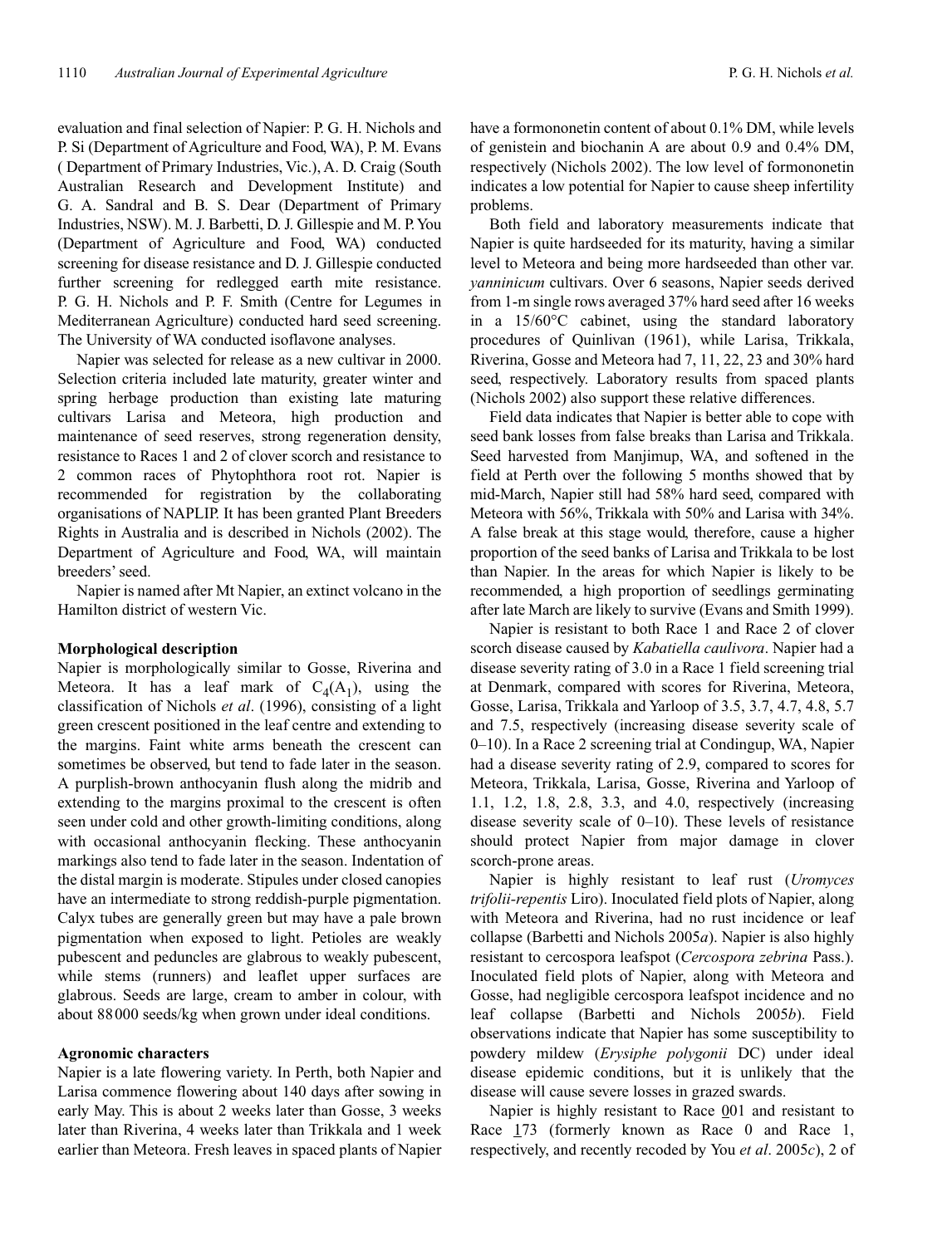evaluation and final selection of Napier: P. G. H. Nichols and P. Si (Department of Agriculture and Food, WA), P. M. Evans (Department of Primary Industries, Vic.), A. D. Craig (South Australian Research and Development Institute) and G. A. Sandral and B. S. Dear (Department of Primary Industries, NSW). M. J. Barbetti, D. J. Gillespie and M. P. You (Department of Agriculture and Food, WA) conducted screening for disease resistance and D. J. Gillespie conducted further screening for redlegged earth mite resistance. P. G. H. Nichols and P. F. Smith (Centre for Legumes in Mediterranean Agriculture) conducted hard seed screening. The University of WA conducted isoflavone analyses.

Napier was selected for release as a new cultivar in 2000. Selection criteria included late maturity, greater winter and spring herbage production than existing late maturing cultivars Larisa and Meteora, high production and maintenance of seed reserves, strong regeneration density, resistance to Races 1 and 2 of clover scorch and resistance to 2 common races of Phytophthora root rot. Napier is recommended for registration by the collaborating organisations of NAPLIP. It has been granted Plant Breeders Rights in Australia and is described in Nichols (2002). The Department of Agriculture and Food, WA, will maintain breeders' seed.

Napier is named after Mt Napier, an extinct volcano in the Hamilton district of western Vic.

### Morphological description

Napier is morphologically similar to Gosse, Riverina and Meteora. It has a leaf mark of $C_4(A_1)$, using the classification of Nichols *et al*. (1996), consisting of a light green crescent positioned in the leaf centre and extending to the margins. Faint white arms beneath the crescent can sometimes be observed, but tend to fade later in the season. A purplish-brown anthocyanin flush along the midrib and extending to the margins proximal to the crescent is often seen under cold and other growth-limiting conditions, along with occasional anthocyanin flecking. These anthocyanin markings also tend to fade later in the season. Indentation of the distal margin is moderate. Stipules under closed canopies have an intermediate to strong reddish-purple pigmentation. Calyx tubes are generally green but may have a pale brown pigmentation when exposed to light. Petioles are weakly pubescent and peduncles are glabrous to weakly pubescent, while stems (runners) and leaflet upper surfaces are glabrous. Seeds are large, cream to amber in colour, with about 88 000 seeds/kg when grown under ideal conditions.

### Agronomic characters

Napier is a late flowering variety. In Perth, both Napier and Larisa commence flowering about 140 days after sowing in early May. This is about 2 weeks later than Gosse, 3 weeks later than Riverina, 4 weeks later than Trikkala and 1 week earlier than Meteora. Fresh leaves in spaced plants of Napier have a formononetin content of about 0.1% DM, while levels of genistein and biochanin A are about 0.9 and 0.4% DM, respectively (Nichols 2002). The low level of formononetin indicates a low potential for Napier to cause sheep infertility problems.

Both field and laboratory measurements indicate that Napier is quite hardseeded for its maturity, having a similar level to Meteora and being more hardseeded than other var. *yanninicum* cultivars. Over 6 seasons, Napier seeds derived from 1-m single rows averaged 37% hard seed after 16 weeks in a 15/60°C cabinet, using the standard laboratory procedures of Quinlivan (1961), while Larisa, Trikkala, Riverina, Gosse and Meteora had 7, 11, 22, 23 and 30% hard seed, respectively. Laboratory results from spaced plants (Nichols 2002) also support these relative differences.

Field data indicates that Napier is better able to cope with seed bank losses from false breaks than Larisa and Trikkala. Seed harvested from Manjimup, WA, and softened in the field at Perth over the following 5 months showed that by mid-March, Napier still had 58% hard seed, compared with Meteora with 56%, Trikkala with 50% and Larisa with 34%. A false break at this stage would, therefore, cause a higher proportion of the seed banks of Larisa and Trikkala to be lost than Napier. In the areas for which Napier is likely to be recommended, a high proportion of seedlings germinating after late March are likely to survive (Evans and Smith 1999).

Napier is resistant to both Race 1 and Race 2 of clover scorch disease caused by *Kabatiella caulivora*. Napier had a disease severity rating of 3.0 in a Race 1 field screening trial at Denmark, compared with scores for Riverina, Meteora, Gosse, Larisa, Trikkala and Yarloop of 3.5, 3.7, 4.7, 4.8, 5.7 and 7.5, respectively (increasing disease severity scale of 0–10). In a Race 2 screening trial at Condingup, WA, Napier had a disease severity rating of 2.9, compared to scores for Meteora, Trikkala, Larisa, Gosse, Riverina and Yarloop of 1.1, 1.2, 1.8, 2.8, 3.3, and 4.0, respectively (increasing disease severity scale of 0–10). These levels of resistance should protect Napier from major damage in clover scorch-prone areas.

Napier is highly resistant to leaf rust (*Uromyces trifolii-repentis* Liro). Inoculated field plots of Napier, along with Meteora and Riverina, had no rust incidence or leaf collapse (Barbetti and Nichols 2005*a*). Napier is also highly resistant to cercospora leafspot (*Cercospora zebrina* Pass.). Inoculated field plots of Napier, along with Meteora and Gosse, had negligible cercospora leafspot incidence and no leaf collapse (Barbetti and Nichols 2005*b*). Field observations indicate that Napier has some susceptibility to powdery mildew (*Erysiphe polygonii* DC) under ideal disease epidemic conditions, but it is unlikely that the disease will cause severe losses in grazed swards.

Napier is highly resistant to Race 0̲01 and resistant to Race 1̲73 (formerly known as Race 0 and Race 1, respectively, and recently recoded by You *et al*. 2005*c*), 2 of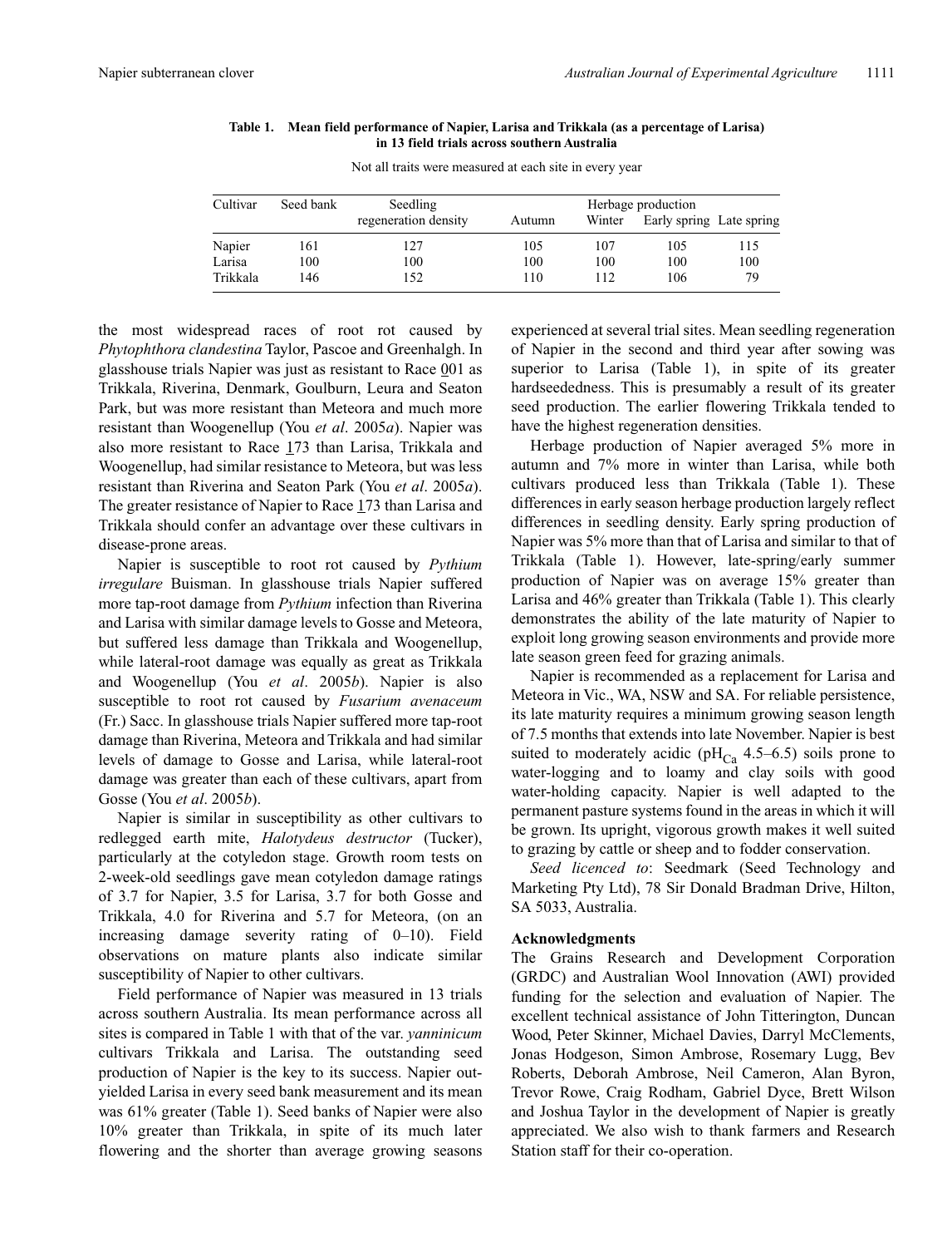**Table 1. Mean field performance of Napier, Larisa and Trikkala (as a percentage of Larisa) in 13 field trials across southern Australia**

Not all traits were measured at each site in every year

| Cultivar | Seed bank | Seedling regeneration density | Herbage production | | | |
|---|---|---|---|---|---|---|
| | | | Autumn | Winter | Early spring | Late spring |
| Napier | 161 | 127 | 105 | 107 | 105 | 115 |
| Larisa | 100 | 100 | 100 | 100 | 100 | 100 |
| Trikkala | 146 | 152 | 110 | 112 | 106 | 79 |

the most widespread races of root rot caused by *Phytophthora clandestina* Taylor, Pascoe and Greenhalgh. In glasshouse trials Napier was just as resistant to Race 001 as Trikkala, Riverina, Denmark, Goulburn, Leura and Seaton Park, but was more resistant than Meteora and much more resistant than Woogenellup (You *et al*. 2005*a*). Napier was also more resistant to Race 173 than Larisa, Trikkala and Woogenellup, had similar resistance to Meteora, but was less resistant than Riverina and Seaton Park (You *et al*. 2005*a*). The greater resistance of Napier to Race 173 than Larisa and Trikkala should confer an advantage over these cultivars in disease-prone areas.

Napier is susceptible to root rot caused by *Pythium irregulare* Buisman. In glasshouse trials Napier suffered more tap-root damage from *Pythium* infection than Riverina and Larisa with similar damage levels to Gosse and Meteora, but suffered less damage than Trikkala and Woogenellup, while lateral-root damage was equally as great as Trikkala and Woogenellup (You *et al*. 2005*b*). Napier is also susceptible to root rot caused by *Fusarium avenaceum* (Fr.) Sacc. In glasshouse trials Napier suffered more tap-root damage than Riverina, Meteora and Trikkala and had similar levels of damage to Gosse and Larisa, while lateral-root damage was greater than each of these cultivars, apart from Gosse (You *et al*. 2005*b*).

Napier is similar in susceptibility as other cultivars to redlegged earth mite, *Halotydeus destructor* (Tucker), particularly at the cotyledon stage. Growth room tests on 2-week-old seedlings gave mean cotyledon damage ratings of 3.7 for Napier, 3.5 for Larisa, 3.7 for both Gosse and Trikkala, 4.0 for Riverina and 5.7 for Meteora, (on an increasing damage severity rating of 0–10). Field observations on mature plants also indicate similar susceptibility of Napier to other cultivars.

Field performance of Napier was measured in 13 trials across southern Australia. Its mean performance across all sites is compared in Table 1 with that of the var. *yanninicum* cultivars Trikkala and Larisa. The outstanding seed production of Napier is the key to its success. Napier out-yielded Larisa in every seed bank measurement and its mean was 61% greater (Table 1). Seed banks of Napier were also 10% greater than Trikkala, in spite of its much later flowering and the shorter than average growing seasons experienced at several trial sites. Mean seedling regeneration of Napier in the second and third year after sowing was superior to Larisa (Table 1), in spite of its greater hardseededness. This is presumably a result of its greater seed production. The earlier flowering Trikkala tended to have the highest regeneration densities.

Herbage production of Napier averaged 5% more in autumn and 7% more in winter than Larisa, while both cultivars produced less than Trikkala (Table 1). These differences in early season herbage production largely reflect differences in seedling density. Early spring production of Napier was 5% more than that of Larisa and similar to that of Trikkala (Table 1). However, late-spring/early summer production of Napier was on average 15% greater than Larisa and 46% greater than Trikkala (Table 1). This clearly demonstrates the ability of the late maturity of Napier to exploit long growing season environments and provide more late season green feed for grazing animals.

Napier is recommended as a replacement for Larisa and Meteora in Vic., WA, NSW and SA. For reliable persistence, its late maturity requires a minimum growing season length of 7.5 months that extends into late November. Napier is best suited to moderately acidic ($pH_{Ca}$ 4.5–6.5) soils prone to water-logging and to loamy and clay soils with good water-holding capacity. Napier is well adapted to the permanent pasture systems found in the areas in which it will be grown. Its upright, vigorous growth makes it well suited to grazing by cattle or sheep and to fodder conservation.

*Seed licenced to*: Seedmark (Seed Technology and Marketing Pty Ltd), 78 Sir Donald Bradman Drive, Hilton, SA 5033, Australia.

## Acknowledgments

The Grains Research and Development Corporation (GRDC) and Australian Wool Innovation (AWI) provided funding for the selection and evaluation of Napier. The excellent technical assistance of John Titterington, Duncan Wood, Peter Skinner, Michael Davies, Darryl McClements, Jonas Hodgeson, Simon Ambrose, Rosemary Lugg, Bev Roberts, Deborah Ambrose, Neil Cameron, Alan Byron, Trevor Rowe, Craig Rodham, Gabriel Dyce, Brett Wilson and Joshua Taylor in the development of Napier is greatly appreciated. We also wish to thank farmers and Research Station staff for their co-operation.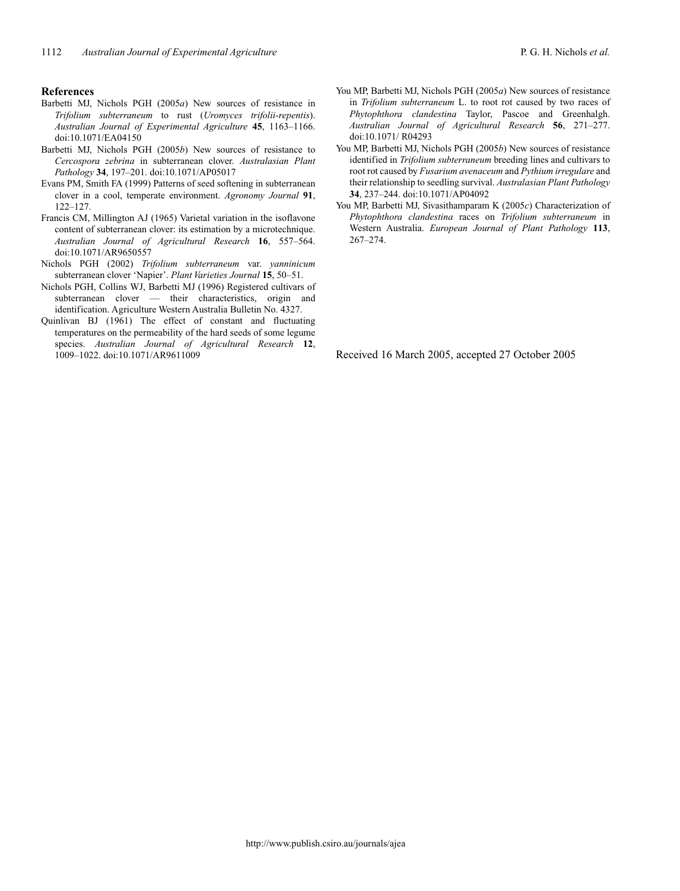## References

Barbetti MJ, Nichols PGH (2005*a*) New sources of resistance in *Trifolium subterraneum* to rust (*Uromyces trifolii-repentis*). *Australian Journal of Experimental Agriculture* **45**, 1163–1166. doi:10.1071/EA04150

Barbetti MJ, Nichols PGH (2005*b*) New sources of resistance to *Cercospora zebrina* in subterranean clover. *Australasian Plant Pathology* **34**, 197–201. doi:10.1071/AP05017

Evans PM, Smith FA (1999) Patterns of seed softening in subterranean clover in a cool, temperate environment. *Agronomy Journal* **91**, 122–127.

Francis CM, Millington AJ (1965) Varietal variation in the isoflavone content of subterranean clover: its estimation by a microtechnique. *Australian Journal of Agricultural Research* **16**, 557–564. doi:10.1071/AR9650557

Nichols PGH (2002) *Trifolium subterraneum* var. *yanninicum* subterranean clover 'Napier'. *Plant Varieties Journal* **15**, 50–51.

Nichols PGH, Collins WJ, Barbetti MJ (1996) Registered cultivars of subterranean clover — their characteristics, origin and identification. Agriculture Western Australia Bulletin No. 4327.

Quinlivan BJ (1961) The effect of constant and fluctuating temperatures on the permeability of the hard seeds of some legume species. *Australian Journal of Agricultural Research* **12**, 1009–1022. doi:10.1071/AR9611009

You MP, Barbetti MJ, Nichols PGH (2005*a*) New sources of resistance in *Trifolium subterraneum* L. to root rot caused by two races of *Phytophthora clandestina* Taylor, Pascoe and Greenhalgh. *Australian Journal of Agricultural Research* **56**, 271–277. doi:10.1071/ R04293

You MP, Barbetti MJ, Nichols PGH (2005*b*) New sources of resistance identified in *Trifolium subterraneum* breeding lines and cultivars to root rot caused by *Fusarium avenaceum* and *Pythium irregulare* and their relationship to seedling survival. *Australasian Plant Pathology* **34**, 237–244. doi:10.1071/AP04092

You MP, Barbetti MJ, Sivasithamparam K (2005*c*) Characterization of *Phytophthora clandestina* races on *Trifolium subterraneum* in Western Australia. *European Journal of Plant Pathology* **113**, 267–274.

Received 16 March 2005, accepted 27 October 2005